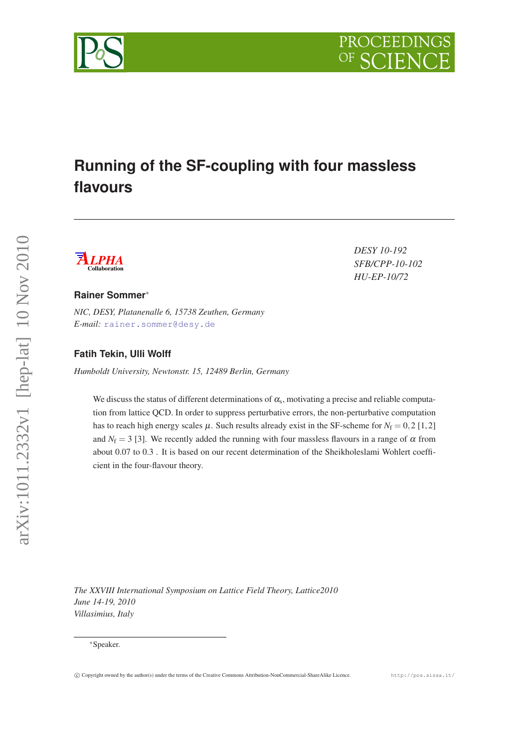# Running of the SF-coupling with four massless flavours

ALPHA Collaboration

*DESY 10-192*
*SFB/CPP-10-102*
*HU-EP-10/72*

**Rainer Sommer***

*NIC, DESY, Platanenalle 6, 15738 Zeuthen, Germany*
*E-mail:* rainer.sommer@desy.de

**Fatih Tekin, Ulli Wolff**

*Humboldt University, Newtonstr. 15, 12489 Berlin, Germany*

We discuss the status of different determinations of $\alpha_s$, motivating a precise and reliable computation from lattice QCD. In order to suppress perturbative errors, the non-perturbative computation has to reach high energy scales $\mu$. Such results already exist in the SF-scheme for $N_f = 0, 2$ [1,2] and $N_f = 3$ [3]. We recently added the running with four massless flavours in a range of $\alpha$ from about 0.07 to 0.3 . It is based on our recent determination of the Sheikholeslami Wohlert coefficient in the four-flavour theory.

*The XXVIII International Symposium on Lattice Field Theory, Lattice2010*
*June 14-19, 2010*
*Villasimius, Italy*

*Speaker.

© Copyright owned by the author(s) under the terms of the Creative Commons Attribution-NonCommercial-ShareAlike Licence. http://pos.sissa.it/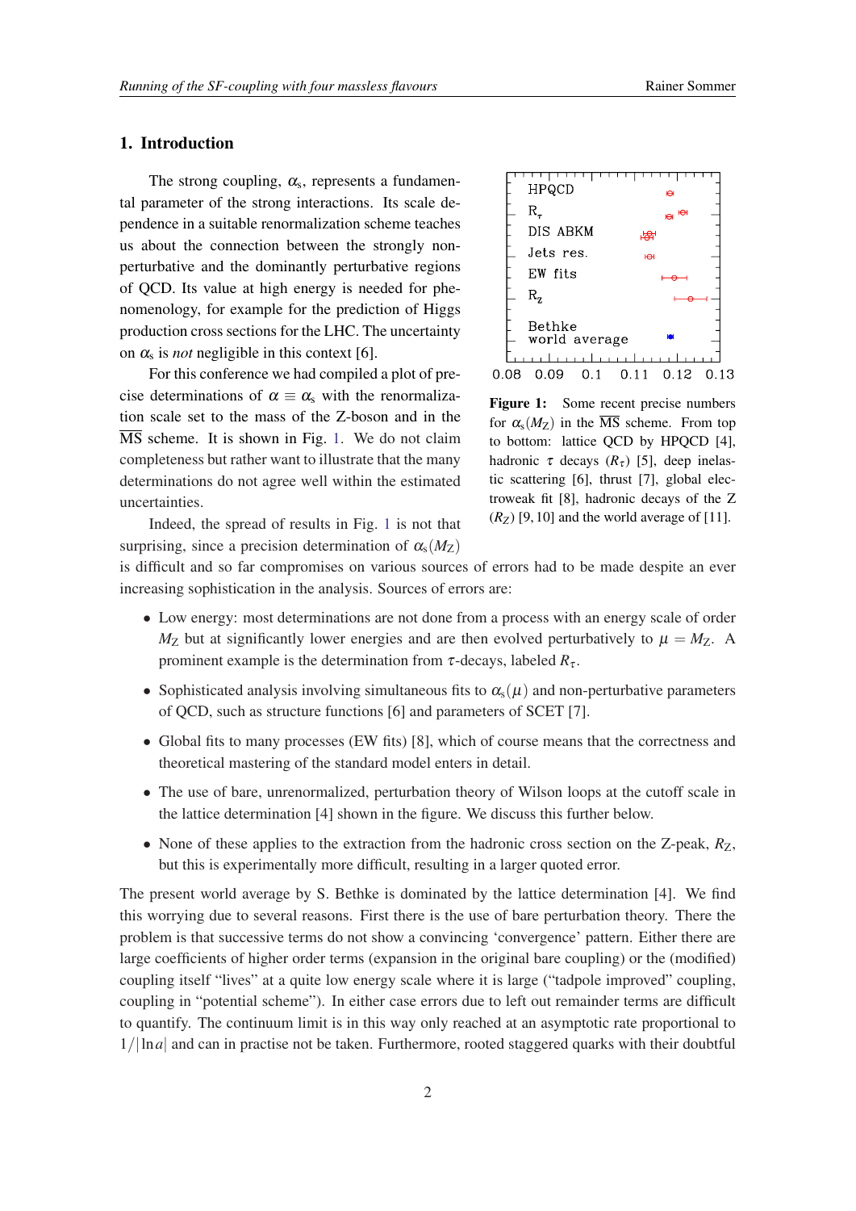## 1. Introduction

The strong coupling, $\alpha_s$, represents a fundamental parameter of the strong interactions. Its scale dependence in a suitable renormalization scheme teaches us about the connection between the strongly non-perturbative and the dominantly perturbative regions of QCD. Its value at high energy is needed for phenomenology, for example for the prediction of Higgs production cross sections for the LHC. The uncertainty on $\alpha_s$ is *not* negligible in this context [6].

For this conference we had compiled a plot of precise determinations of $\alpha \equiv \alpha_s$ with the renormalization scale set to the mass of the Z-boson and in the $\overline{\rm MS}$ scheme. It is shown in Fig. 1. We do not claim completeness but rather want to illustrate that the many determinations do not agree well within the estimated uncertainties.

**Figure 1:** Some recent precise numbers for $\alpha_s(M_Z)$ in the $\overline{\rm MS}$ scheme. From top to bottom: lattice QCD by HPQCD [4], hadronic $\tau$ decays ($R_\tau$) [5], deep inelastic scattering [6], thrust [7], global electroweak fit [8], hadronic decays of the Z ($R_Z$) [9, 10] and the world average of [11].

Indeed, the spread of results in Fig. 1 is not that surprising, since a precision determination of $\alpha_s(M_Z)$ is difficult and so far compromises on various sources of errors had to be made despite an ever increasing sophistication in the analysis. Sources of errors are:

- Low energy: most determinations are not done from a process with an energy scale of order $M_Z$ but at significantly lower energies and are then evolved perturbatively to $\mu = M_Z$. A prominent example is the determination from $\tau$-decays, labeled $R_\tau$.
- Sophisticated analysis involving simultaneous fits to $\alpha_s(\mu)$ and non-perturbative parameters of QCD, such as structure functions [6] and parameters of SCET [7].
- Global fits to many processes (EW fits) [8], which of course means that the correctness and theoretical mastering of the standard model enters in detail.
- The use of bare, unrenormalized, perturbation theory of Wilson loops at the cutoff scale in the lattice determination [4] shown in the figure. We discuss this further below.
- None of these applies to the extraction from the hadronic cross section on the Z-peak, $R_Z$, but this is experimentally more difficult, resulting in a larger quoted error.

The present world average by S. Bethke is dominated by the lattice determination [4]. We find this worrying due to several reasons. First there is the use of bare perturbation theory. There the problem is that successive terms do not show a convincing 'convergence' pattern. Either there are large coefficients of higher order terms (expansion in the original bare coupling) or the (modified) coupling itself "lives" at a quite low energy scale where it is large ("tadpole improved" coupling, coupling in "potential scheme"). In either case errors due to left out remainder terms are difficult to quantify. The continuum limit is in this way only reached at an asymptotic rate proportional to $1/|\ln a|$ and can in practise not be taken. Furthermore, rooted staggered quarks with their doubtful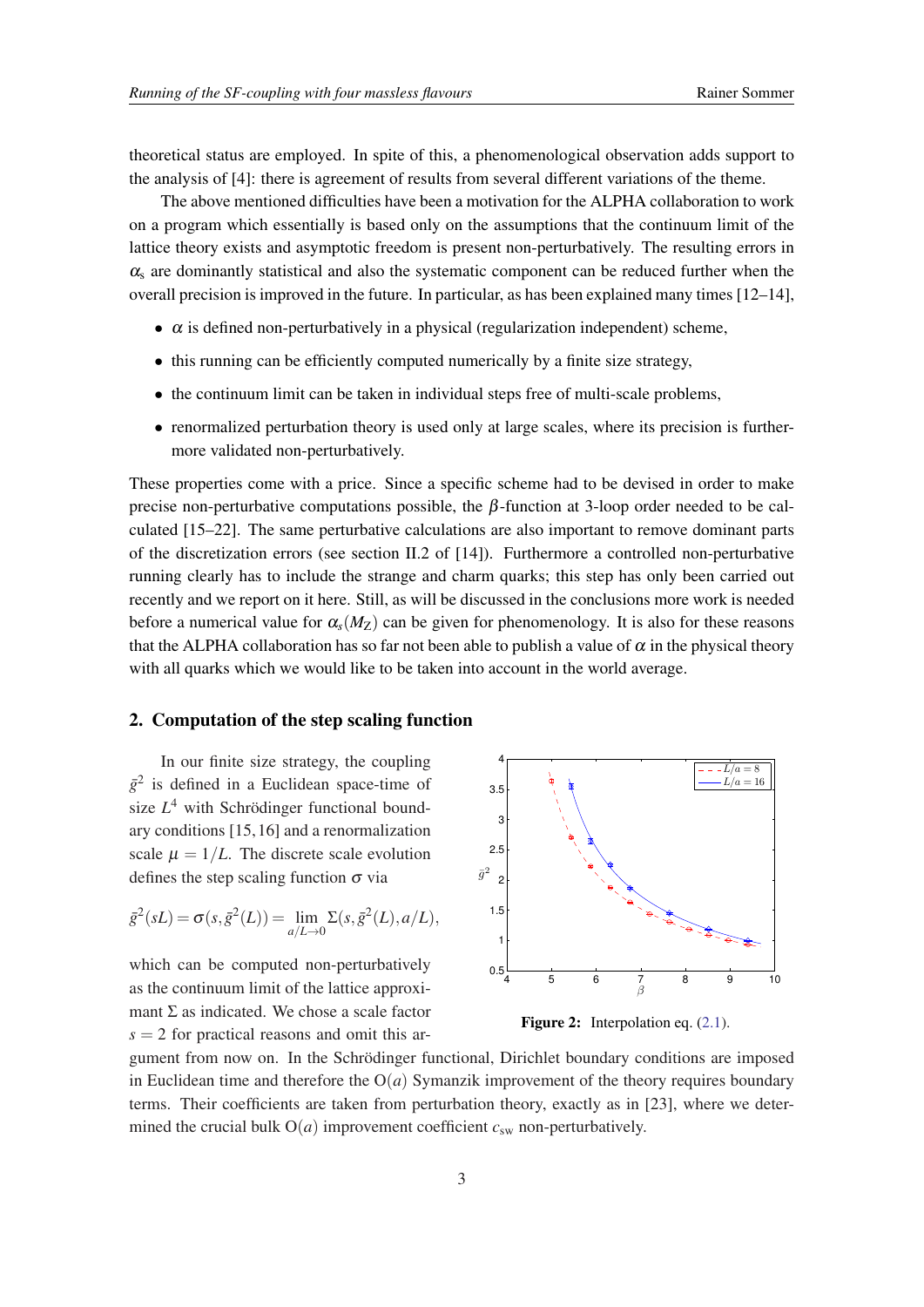theoretical status are employed. In spite of this, a phenomenological observation adds support to the analysis of [4]: there is agreement of results from several different variations of the theme.

The above mentioned difficulties have been a motivation for the ALPHA collaboration to work on a program which essentially is based only on the assumptions that the continuum limit of the lattice theory exists and asymptotic freedom is present non-perturbatively. The resulting errors in $\alpha_s$ are dominantly statistical and also the systematic component can be reduced further when the overall precision is improved in the future. In particular, as has been explained many times [12–14],

- $\alpha$ is defined non-perturbatively in a physical (regularization independent) scheme,
- this running can be efficiently computed numerically by a finite size strategy,
- the continuum limit can be taken in individual steps free of multi-scale problems,
- renormalized perturbation theory is used only at large scales, where its precision is furthermore validated non-perturbatively.

These properties come with a price. Since a specific scheme had to be devised in order to make precise non-perturbative computations possible, the $\beta$-function at 3-loop order needed to be calculated [15–22]. The same perturbative calculations are also important to remove dominant parts of the discretization errors (see section II.2 of [14]). Furthermore a controlled non-perturbative running clearly has to include the strange and charm quarks; this step has only been carried out recently and we report on it here. Still, as will be discussed in the conclusions more work is needed before a numerical value for $\alpha_s(M_Z)$ can be given for phenomenology. It is also for these reasons that the ALPHA collaboration has so far not been able to publish a value of $\alpha$ in the physical theory with all quarks which we would like to be taken into account in the world average.

## 2. Computation of the step scaling function

In our finite size strategy, the coupling $\bar{g}^2$ is defined in a Euclidean space-time of size $L^4$ with Schrödinger functional boundary conditions [15, 16] and a renormalization scale $\mu = 1/L$. The discrete scale evolution defines the step scaling function $\sigma$ via

$$\bar{g}^2(sL) = \sigma(s, \bar{g}^2(L)) = \lim_{a/L \to 0} \Sigma(s, \bar{g}^2(L), a/L),$$

which can be computed non-perturbatively as the continuum limit of the lattice approximant $\Sigma$ as indicated. We chose a scale factor $s = 2$ for practical reasons and omit this argument from now on. In the Schrödinger functional, Dirichlet boundary conditions are imposed in Euclidean time and therefore the $\mathrm{O}(a)$ Symanzik improvement of the theory requires boundary terms. Their coefficients are taken from perturbation theory, exactly as in [23], where we determined the crucial bulk $\mathrm{O}(a)$ improvement coefficient $c_{\mathrm{sw}}$ non-perturbatively.

**Figure 2:** Interpolation eq. (2.1).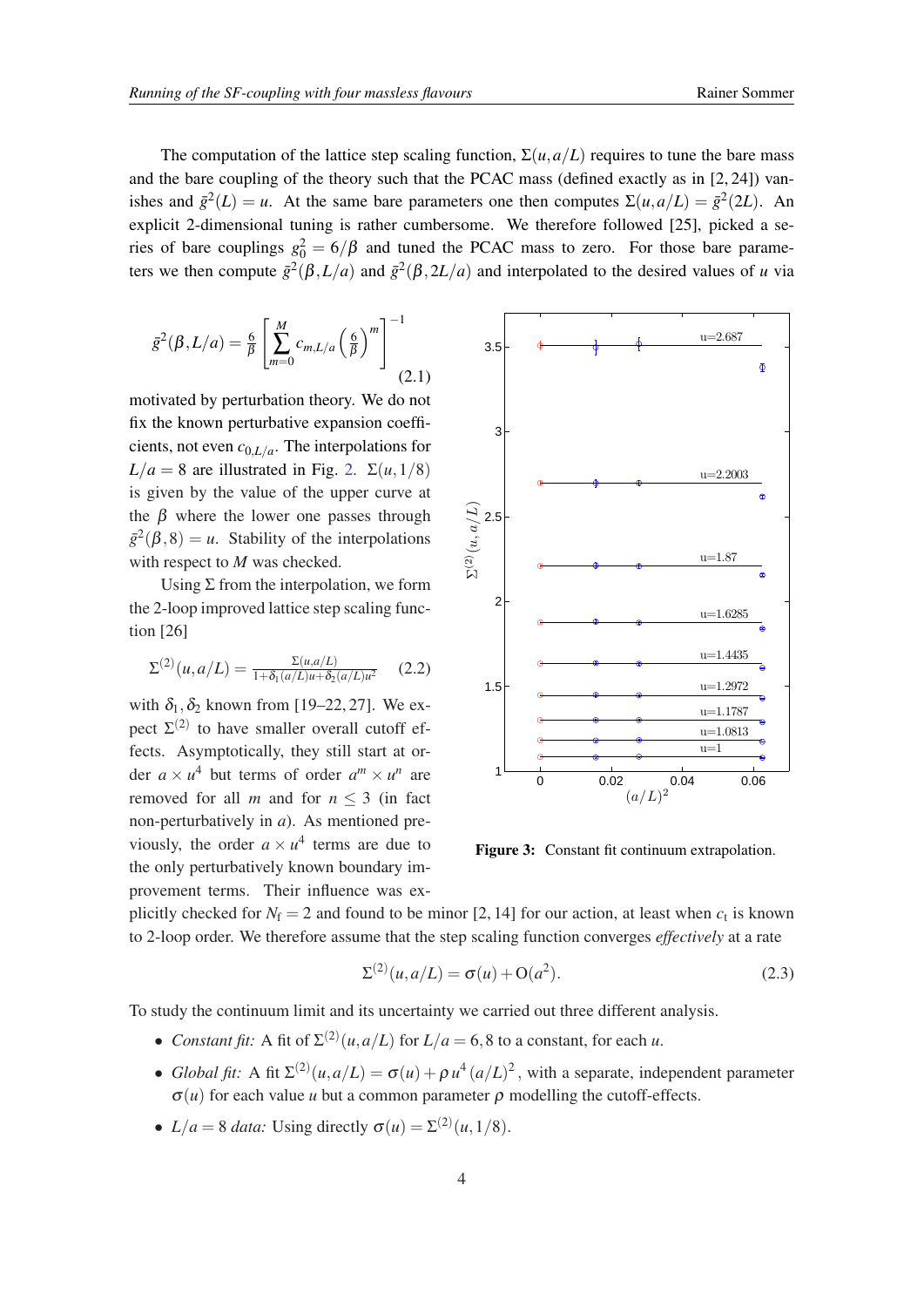The computation of the lattice step scaling function, $\Sigma(u,a/L)$ requires to tune the bare mass and the bare coupling of the theory such that the PCAC mass (defined exactly as in [2, 24]) vanishes and $\bar{g}^2(L) = u$. At the same bare parameters one then computes $\Sigma(u,a/L) = \bar{g}^2(2L)$. An explicit 2-dimensional tuning is rather cumbersome. We therefore followed [25], picked a series of bare couplings $g_0^2 = 6/\beta$ and tuned the PCAC mass to zero. For those bare parameters we then compute $\bar{g}^2(\beta, L/a)$ and $\bar{g}^2(\beta, 2L/a)$ and interpolated to the desired values of $u$ via

$$\bar{g}^2(\beta, L/a) = \frac{6}{\beta}\left[\sum_{m=0}^{M} c_{m,L/a}\left(\frac{6}{\beta}\right)^m\right]^{-1} \tag{2.1}$$

motivated by perturbation theory. We do not fix the known perturbative expansion coefficients, not even $c_{0,L/a}$. The interpolations for $L/a = 8$ are illustrated in Fig. 2. $\Sigma(u, 1/8)$ is given by the value of the upper curve at the $\beta$ where the lower one passes through $\bar{g}^2(\beta, 8) = u$. Stability of the interpolations with respect to $M$ was checked.

Using $\Sigma$ from the interpolation, we form the 2-loop improved lattice step scaling function [26]

$$\Sigma^{(2)}(u,a/L) = \frac{\Sigma(u,a/L)}{1+\delta_1(a/L)u+\delta_2(a/L)u^2} \tag{2.2}$$

with $\delta_1, \delta_2$ known from [19–22, 27]. We expect $\Sigma^{(2)}$ to have smaller overall cutoff effects. Asymptotically, they still start at order $a \times u^4$ but terms of order $a^m \times u^n$ are removed for all $m$ and for $n \leq 3$ (in fact non-perturbatively in $a$). As mentioned previously, the order $a \times u^4$ terms are due to the only perturbatively known boundary improvement terms. Their influence was explicitly checked for $N_f = 2$ and found to be minor [2, 14] for our action, at least when $c_t$ is known to 2-loop order. We therefore assume that the step scaling function converges *effectively* at a rate

**Figure 3:** Constant fit continuum extrapolation.

$$\Sigma^{(2)}(u,a/L) = \sigma(u) + \mathrm{O}(a^2). \tag{2.3}$$

To study the continuum limit and its uncertainty we carried out three different analysis.

- *Constant fit:* A fit of $\Sigma^{(2)}(u,a/L)$ for $L/a = 6, 8$ to a constant, for each $u$.
- *Global fit:* A fit $\Sigma^{(2)}(u,a/L) = \sigma(u) + \rho\, u^4\, (a/L)^2$, with a separate, independent parameter $\sigma(u)$ for each value $u$ but a common parameter $\rho$ modelling the cutoff-effects.
- *$L/a = 8$ data:* Using directly $\sigma(u) = \Sigma^{(2)}(u, 1/8)$.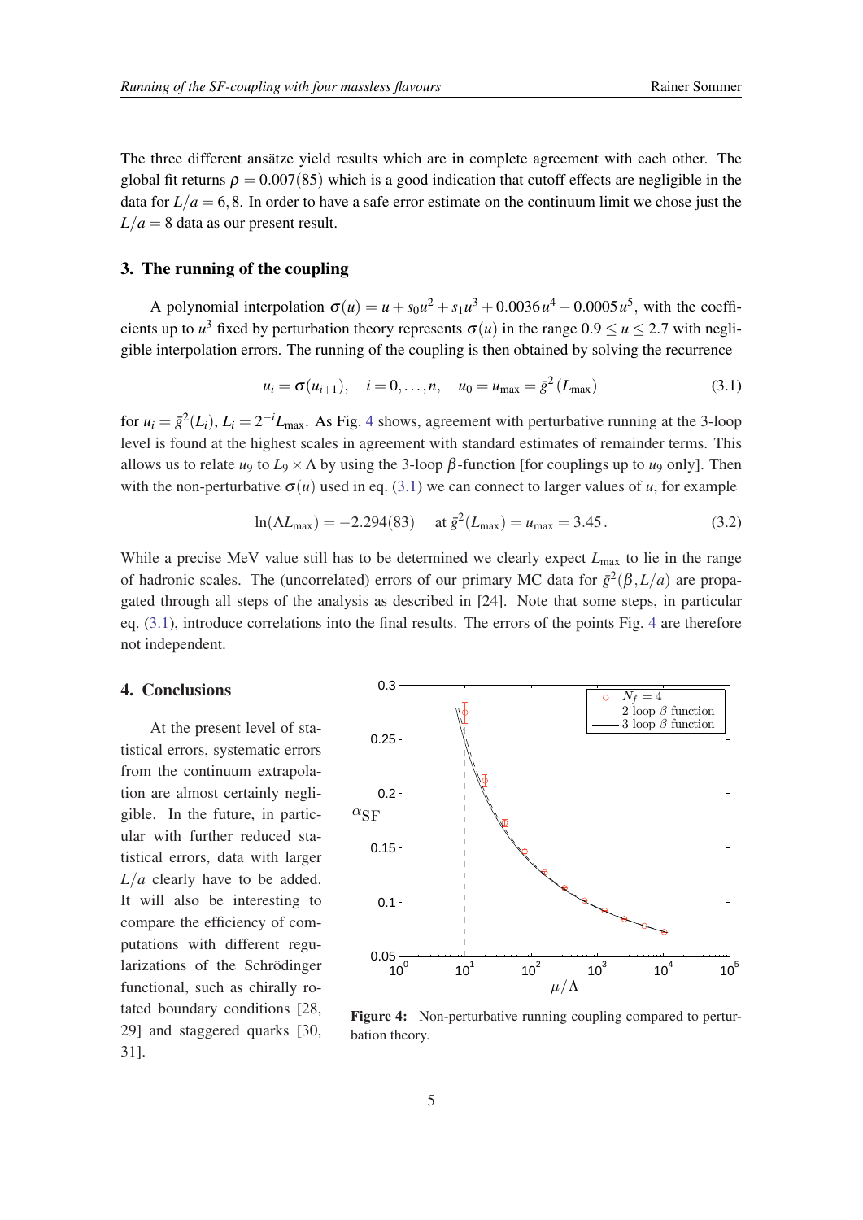The three different ansätze yield results which are in complete agreement with each other. The global fit returns $\rho = 0.007(85)$ which is a good indication that cutoff effects are negligible in the data for $L/a = 6,8$. In order to have a safe error estimate on the continuum limit we chose just the $L/a = 8$ data as our present result.

## 3. The running of the coupling

A polynomial interpolation $\sigma(u) = u + s_0 u^2 + s_1 u^3 + 0.0036\,u^4 - 0.0005\,u^5$, with the coefficients up to $u^3$ fixed by perturbation theory represents $\sigma(u)$ in the range $0.9 \le u \le 2.7$ with negligible interpolation errors. The running of the coupling is then obtained by solving the recurrence

$$u_i = \sigma(u_{i+1}), \quad i = 0, \ldots, n, \quad u_0 = u_{\max} = \bar{g}^2(L_{\max}) \tag{3.1}$$

for $u_i = \bar{g}^2(L_i)$, $L_i = 2^{-i} L_{\max}$. As Fig. 4 shows, agreement with perturbative running at the 3-loop level is found at the highest scales in agreement with standard estimates of remainder terms. This allows us to relate $u_9$ to $L_9 \times \Lambda$ by using the 3-loop $\beta$-function [for couplings up to $u_9$ only]. Then with the non-perturbative $\sigma(u)$ used in eq. (3.1) we can connect to larger values of $u$, for example

$$\ln(\Lambda L_{\max}) = -2.294(83) \quad \text{at } \bar{g}^2(L_{\max}) = u_{\max} = 3.45\,. \tag{3.2}$$

While a precise MeV value still has to be determined we clearly expect $L_{\max}$ to lie in the range of hadronic scales. The (uncorrelated) errors of our primary MC data for $\bar{g}^2(\beta, L/a)$ are propagated through all steps of the analysis as described in [24]. Note that some steps, in particular eq. (3.1), introduce correlations into the final results. The errors of the points Fig. 4 are therefore not independent.

## 4. Conclusions

At the present level of statistical errors, systematic errors from the continuum extrapolation are almost certainly negligible. In the future, in particular with further reduced statistical errors, data with larger $L/a$ clearly have to be added. It will also be interesting to compare the efficiency of computations with different regularizations of the Schrödinger functional, such as chirally rotated boundary conditions [28, 29] and staggered quarks [30, 31].

**Figure 4:** Non-perturbative running coupling compared to perturbation theory.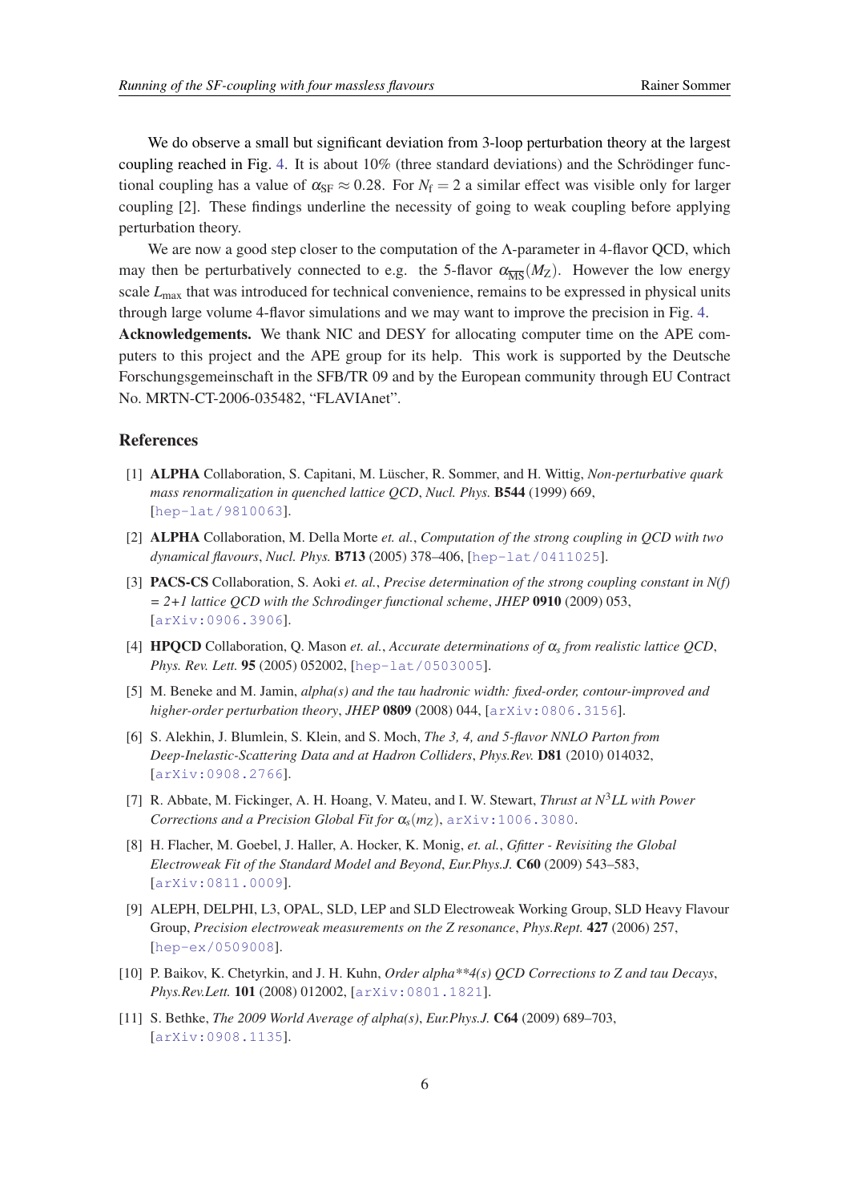We do observe a small but significant deviation from 3-loop perturbation theory at the largest coupling reached in Fig. 4. It is about 10% (three standard deviations) and the Schrödinger functional coupling has a value of $\alpha_{\rm SF} \approx 0.28$. For $N_{\rm f} = 2$ a similar effect was visible only for larger coupling [2]. These findings underline the necessity of going to weak coupling before applying perturbation theory.

We are now a good step closer to the computation of the $\Lambda$-parameter in 4-flavor QCD, which may then be perturbatively connected to e.g. the 5-flavor $\alpha_{\overline{\rm MS}}(M_Z)$. However the low energy scale $L_{\rm max}$ that was introduced for technical convenience, remains to be expressed in physical units through large volume 4-flavor simulations and we may want to improve the precision in Fig. 4.

**Acknowledgements.** We thank NIC and DESY for allocating computer time on the APE computers to this project and the APE group for its help. This work is supported by the Deutsche Forschungsgemeinschaft in the SFB/TR 09 and by the European community through EU Contract No. MRTN-CT-2006-035482, "FLAVIAnet".

## References

[1] **ALPHA** Collaboration, S. Capitani, M. Lüscher, R. Sommer, and H. Wittig, *Non-perturbative quark mass renormalization in quenched lattice QCD*, *Nucl. Phys.* **B544** (1999) 669, [hep-lat/9810063].

[2] **ALPHA** Collaboration, M. Della Morte *et. al.*, *Computation of the strong coupling in QCD with two dynamical flavours*, *Nucl. Phys.* **B713** (2005) 378–406, [hep-lat/0411025].

[3] **PACS-CS** Collaboration, S. Aoki *et. al.*, *Precise determination of the strong coupling constant in N(f) = 2+1 lattice QCD with the Schrodinger functional scheme*, *JHEP* **0910** (2009) 053, [arXiv:0906.3906].

[4] **HPQCD** Collaboration, Q. Mason *et. al.*, *Accurate determinations of $\alpha_s$ from realistic lattice QCD*, *Phys. Rev. Lett.* **95** (2005) 052002, [hep-lat/0503005].

[5] M. Beneke and M. Jamin, *alpha(s) and the tau hadronic width: fixed-order, contour-improved and higher-order perturbation theory*, *JHEP* **0809** (2008) 044, [arXiv:0806.3156].

[6] S. Alekhin, J. Blumlein, S. Klein, and S. Moch, *The 3, 4, and 5-flavor NNLO Parton from Deep-Inelastic-Scattering Data and at Hadron Colliders*, *Phys.Rev.* **D81** (2010) 014032, [arXiv:0908.2766].

[7] R. Abbate, M. Fickinger, A. H. Hoang, V. Mateu, and I. W. Stewart, *Thrust at $N^3LL$ with Power Corrections and a Precision Global Fit for $\alpha_s(m_Z)$*, arXiv:1006.3080.

[8] H. Flacher, M. Goebel, J. Haller, A. Hocker, K. Monig, *et. al.*, *Gfitter - Revisiting the Global Electroweak Fit of the Standard Model and Beyond*, *Eur.Phys.J.* **C60** (2009) 543–583, [arXiv:0811.0009].

[9] ALEPH, DELPHI, L3, OPAL, SLD, LEP and SLD Electroweak Working Group, SLD Heavy Flavour Group, *Precision electroweak measurements on the Z resonance*, *Phys.Rept.* **427** (2006) 257, [hep-ex/0509008].

[10] P. Baikov, K. Chetyrkin, and J. H. Kuhn, *Order alpha**4(s) QCD Corrections to Z and tau Decays*, *Phys.Rev.Lett.* **101** (2008) 012002, [arXiv:0801.1821].

[11] S. Bethke, *The 2009 World Average of alpha(s)*, *Eur.Phys.J.* **C64** (2009) 689–703, [arXiv:0908.1135].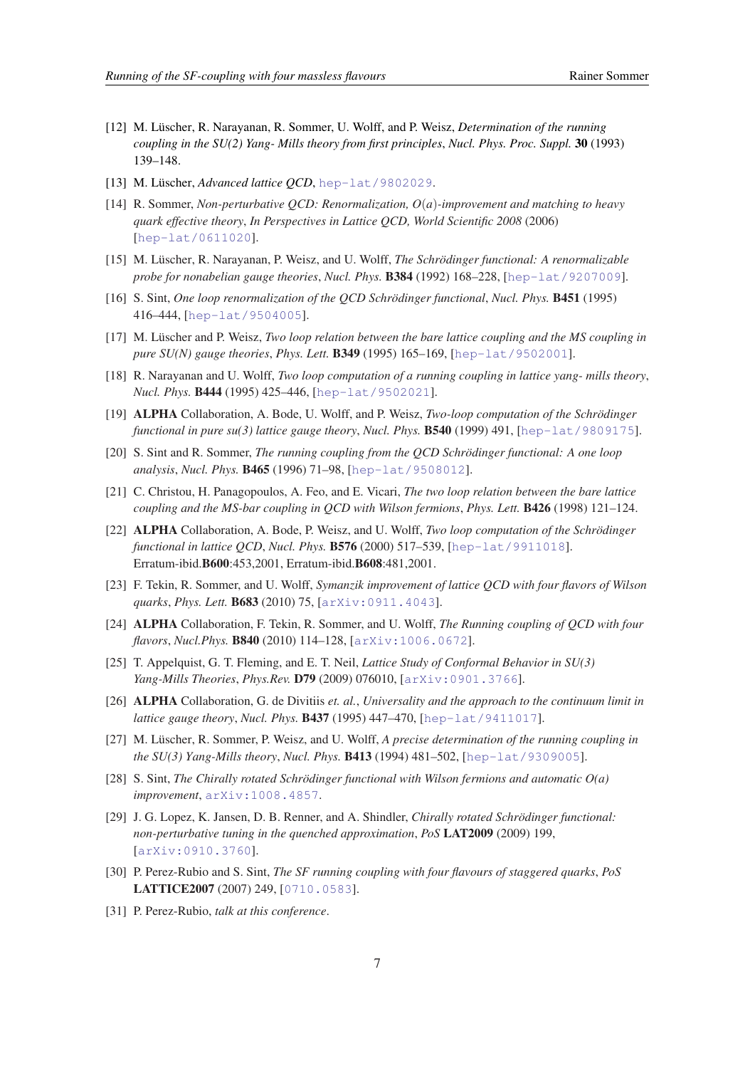[12] M. Lüscher, R. Narayanan, R. Sommer, U. Wolff, and P. Weisz, *Determination of the running coupling in the SU(2) Yang- Mills theory from first principles*, *Nucl. Phys. Proc. Suppl.* **30** (1993) 139–148.

[13] M. Lüscher, *Advanced lattice QCD*, hep-lat/9802029.

[14] R. Sommer, *Non-perturbative QCD: Renormalization, $O(a)$-improvement and matching to heavy quark effective theory*, *In Perspectives in Lattice QCD, World Scientific 2008* (2006) [hep-lat/0611020].

[15] M. Lüscher, R. Narayanan, P. Weisz, and U. Wolff, *The Schrödinger functional: A renormalizable probe for nonabelian gauge theories*, *Nucl. Phys.* **B384** (1992) 168–228, [hep-lat/9207009].

[16] S. Sint, *One loop renormalization of the QCD Schrödinger functional*, *Nucl. Phys.* **B451** (1995) 416–444, [hep-lat/9504005].

[17] M. Lüscher and P. Weisz, *Two loop relation between the bare lattice coupling and the MS coupling in pure SU(N) gauge theories*, *Phys. Lett.* **B349** (1995) 165–169, [hep-lat/9502001].

[18] R. Narayanan and U. Wolff, *Two loop computation of a running coupling in lattice yang- mills theory*, *Nucl. Phys.* **B444** (1995) 425–446, [hep-lat/9502021].

[19] **ALPHA** Collaboration, A. Bode, U. Wolff, and P. Weisz, *Two-loop computation of the Schrödinger functional in pure su(3) lattice gauge theory*, *Nucl. Phys.* **B540** (1999) 491, [hep-lat/9809175].

[20] S. Sint and R. Sommer, *The running coupling from the QCD Schrödinger functional: A one loop analysis*, *Nucl. Phys.* **B465** (1996) 71–98, [hep-lat/9508012].

[21] C. Christou, H. Panagopoulos, A. Feo, and E. Vicari, *The two loop relation between the bare lattice coupling and the MS-bar coupling in QCD with Wilson fermions*, *Phys. Lett.* **B426** (1998) 121–124.

[22] **ALPHA** Collaboration, A. Bode, P. Weisz, and U. Wolff, *Two loop computation of the Schrödinger functional in lattice QCD*, *Nucl. Phys.* **B576** (2000) 517–539, [hep-lat/9911018]. Erratum-ibid.**B600**:453,2001, Erratum-ibid.**B608**:481,2001.

[23] F. Tekin, R. Sommer, and U. Wolff, *Symanzik improvement of lattice QCD with four flavors of Wilson quarks*, *Phys. Lett.* **B683** (2010) 75, [arXiv:0911.4043].

[24] **ALPHA** Collaboration, F. Tekin, R. Sommer, and U. Wolff, *The Running coupling of QCD with four flavors*, *Nucl.Phys.* **B840** (2010) 114–128, [arXiv:1006.0672].

[25] T. Appelquist, G. T. Fleming, and E. T. Neil, *Lattice Study of Conformal Behavior in SU(3) Yang-Mills Theories*, *Phys.Rev.* **D79** (2009) 076010, [arXiv:0901.3766].

[26] **ALPHA** Collaboration, G. de Divitiis *et. al.*, *Universality and the approach to the continuum limit in lattice gauge theory*, *Nucl. Phys.* **B437** (1995) 447–470, [hep-lat/9411017].

[27] M. Lüscher, R. Sommer, P. Weisz, and U. Wolff, *A precise determination of the running coupling in the SU(3) Yang-Mills theory*, *Nucl. Phys.* **B413** (1994) 481–502, [hep-lat/9309005].

[28] S. Sint, *The Chirally rotated Schrödinger functional with Wilson fermions and automatic O(a) improvement*, arXiv:1008.4857.

[29] J. G. Lopez, K. Jansen, D. B. Renner, and A. Shindler, *Chirally rotated Schrödinger functional: non-perturbative tuning in the quenched approximation*, *PoS* **LAT2009** (2009) 199, [arXiv:0910.3760].

[30] P. Perez-Rubio and S. Sint, *The SF running coupling with four flavours of staggered quarks*, *PoS* **LATTICE2007** (2007) 249, [0710.0583].

[31] P. Perez-Rubio, *talk at this conference*.